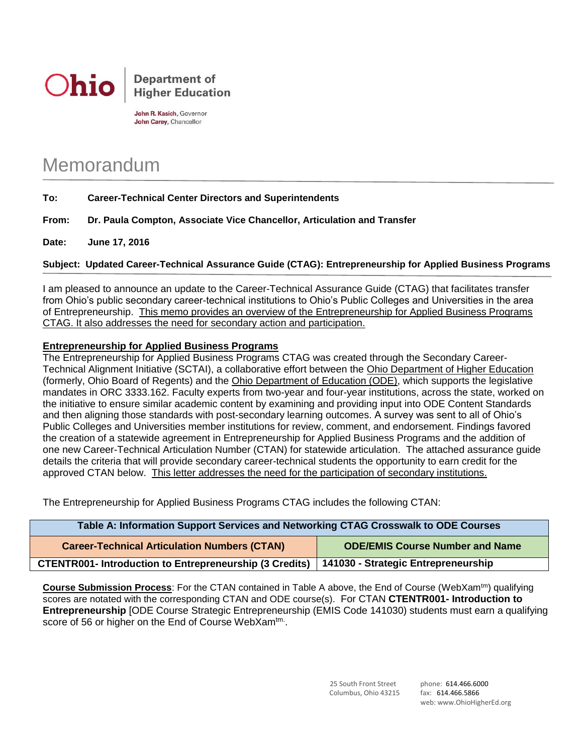**Ohio** | **Department of Higher Education**

**John R. Kasich**, Governor
**John Carey**, Chancellor

# Memorandum

**To:** **Career-Technical Center Directors and Superintendents**

**From:** **Dr. Paula Compton, Associate Vice Chancellor, Articulation and Transfer**

**Date:** **June 17, 2016**

**Subject: Updated Career-Technical Assurance Guide (CTAG): Entrepreneurship for Applied Business Programs**

I am pleased to announce an update to the Career-Technical Assurance Guide (CTAG) that facilitates transfer from Ohio's public secondary career-technical institutions to Ohio's Public Colleges and Universities in the area of Entrepreneurship. This memo provides an overview of the Entrepreneurship for Applied Business Programs CTAG. It also addresses the need for secondary action and participation.

**Entrepreneurship for Applied Business Programs**

The Entrepreneurship for Applied Business Programs CTAG was created through the Secondary Career-Technical Alignment Initiative (SCTAI), a collaborative effort between the Ohio Department of Higher Education (formerly, Ohio Board of Regents) and the Ohio Department of Education (ODE), which supports the legislative mandates in ORC 3333.162. Faculty experts from two-year and four-year institutions, across the state, worked on the initiative to ensure similar academic content by examining and providing input into ODE Content Standards and then aligning those standards with post-secondary learning outcomes. A survey was sent to all of Ohio's Public Colleges and Universities member institutions for review, comment, and endorsement. Findings favored the creation of a statewide agreement in Entrepreneurship for Applied Business Programs and the addition of one new Career-Technical Articulation Number (CTAN) for statewide articulation. The attached assurance guide details the criteria that will provide secondary career-technical students the opportunity to earn credit for the approved CTAN below. This letter addresses the need for the participation of secondary institutions.

The Entrepreneurship for Applied Business Programs CTAG includes the following CTAN:

| **Table A: Information Support Services and Networking CTAG Crosswalk to ODE Courses** | |
|---|---|
| **Career-Technical Articulation Numbers (CTAN)** | **ODE/EMIS Course Number and Name** |
| **CTENTR001- Introduction to Entrepreneurship (3 Credits)** | **141030 - Strategic Entrepreneurship** |

**Course Submission Process**: For the CTAN contained in Table A above, the End of Course (WebXam™) qualifying scores are notated with the corresponding CTAN and ODE course(s). For CTAN **CTENTR001- Introduction to Entrepreneurship** [ODE Course Strategic Entrepreneurship (EMIS Code 141030) students must earn a qualifying score of 56 or higher on the End of Course WebXam™.

25 South Front Street
Columbus, Ohio 43215

phone: 614.466.6000
fax: 614.466.5866
web: www.OhioHigherEd.org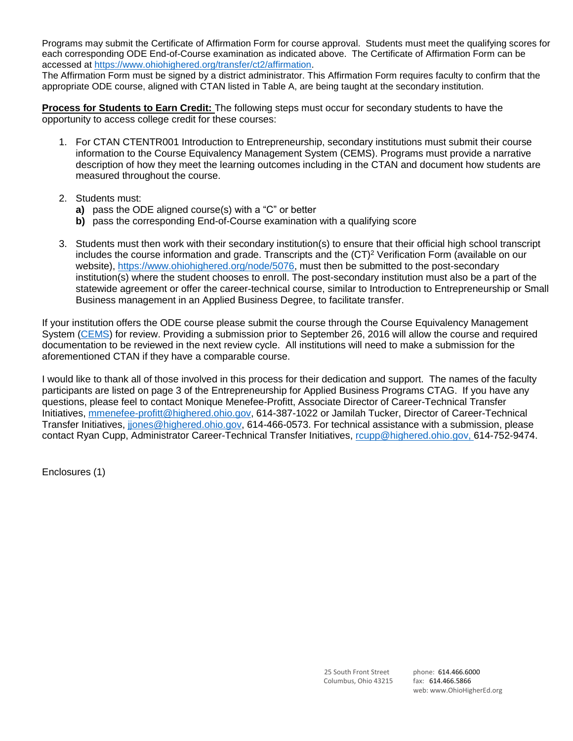Programs may submit the Certificate of Affirmation Form for course approval. Students must meet the qualifying scores for each corresponding ODE End-of-Course examination as indicated above. The Certificate of Affirmation Form can be accessed at https://www.ohiohighered.org/transfer/ct2/affirmation.
The Affirmation Form must be signed by a district administrator. This Affirmation Form requires faculty to confirm that the appropriate ODE course, aligned with CTAN listed in Table A, are being taught at the secondary institution.

**Process for Students to Earn Credit:** The following steps must occur for secondary students to have the opportunity to access college credit for these courses:

1. For CTAN CTENTR001 Introduction to Entrepreneurship, secondary institutions must submit their course information to the Course Equivalency Management System (CEMS). Programs must provide a narrative description of how they meet the learning outcomes including in the CTAN and document how students are measured throughout the course.

2. Students must:
   **a)** pass the ODE aligned course(s) with a "C" or better
   **b)** pass the corresponding End-of-Course examination with a qualifying score

3. Students must then work with their secondary institution(s) to ensure that their official high school transcript includes the course information and grade. Transcripts and the (CT)² Verification Form (available on our website), https://www.ohiohighered.org/node/5076, must then be submitted to the post-secondary institution(s) where the student chooses to enroll. The post-secondary institution must also be a part of the statewide agreement or offer the career-technical course, similar to Introduction to Entrepreneurship or Small Business management in an Applied Business Degree, to facilitate transfer.

If your institution offers the ODE course please submit the course through the Course Equivalency Management System (CEMS) for review. Providing a submission prior to September 26, 2016 will allow the course and required documentation to be reviewed in the next review cycle. All institutions will need to make a submission for the aforementioned CTAN if they have a comparable course.

I would like to thank all of those involved in this process for their dedication and support. The names of the faculty participants are listed on page 3 of the Entrepreneurship for Applied Business Programs CTAG. If you have any questions, please feel to contact Monique Menefee-Profitt, Associate Director of Career-Technical Transfer Initiatives, mmenefee-profitt@highered.ohio.gov, 614-387-1022 or Jamilah Tucker, Director of Career-Technical Transfer Initiatives, jjones@highered.ohio.gov, 614-466-0573. For technical assistance with a submission, please contact Ryan Cupp, Administrator Career-Technical Transfer Initiatives, rcupp@highered.ohio.gov, 614-752-9474.

Enclosures (1)

25 South Front Street
Columbus, Ohio 43215

phone: 614.466.6000
fax: 614.466.5866
web: www.OhioHigherEd.org